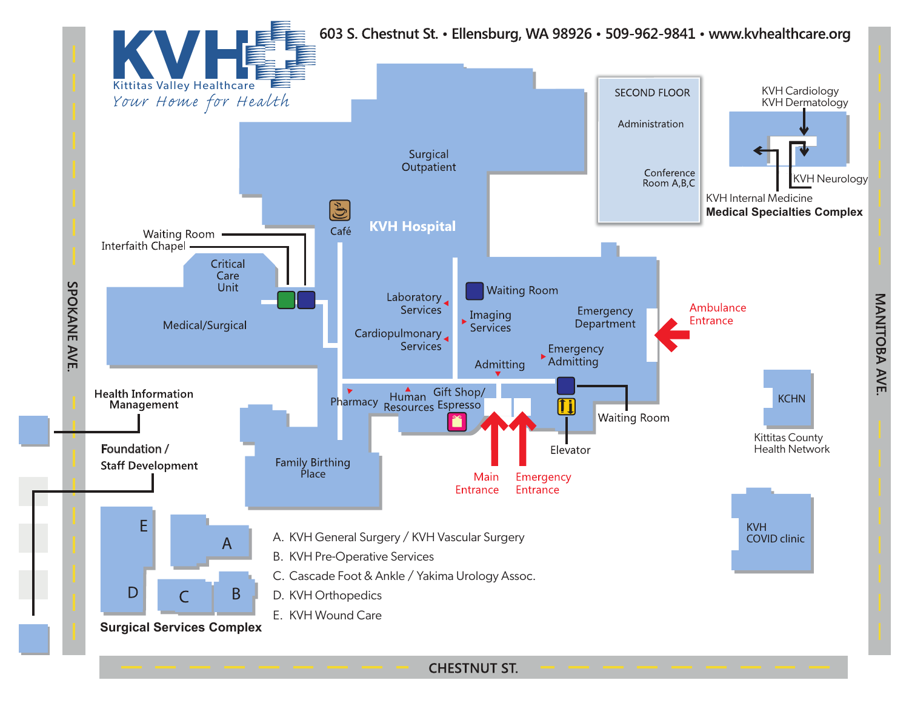# KVH
Kittitas Valley Healthcare
*Your Home for Health*

603 S. Chestnut St. • Ellensburg, WA 98926 • 509-962-9841 • www.kvhealthcare.org

## KVH Hospital

- Surgical Outpatient
- Café
- Waiting Room
- Interfaith Chapel
- Critical Care Unit
- Medical/Surgical
- Laboratory Services
- Cardiopulmonary Services
- Waiting Room
- Imaging Services
- Emergency Department
- Ambulance Entrance
- Emergency Admitting
- Admitting
- Pharmacy
- Human Resources
- Gift Shop/ Espresso
- Waiting Room
- Elevator
- Main Entrance
- Emergency Entrance
- Family Birthing Place
- Health Information Management
- Foundation / Staff Development

### SECOND FLOOR

- Administration
- Conference Room A,B,C

### Medical Specialties Complex

- KVH Cardiology
- KVH Dermatology
- KVH Neurology
- KVH Internal Medicine

KCHN
Kittitas County Health Network

KVH COVID clinic

### Surgical Services Complex

A. KVH General Surgery / KVH Vascular Surgery
B. KVH Pre-Operative Services
C. Cascade Foot & Ankle / Yakima Urology Assoc.
D. KVH Orthopedics
E. KVH Wound Care

SPOKANE AVE.

MANITOBA AVE.

CHESTNUT ST.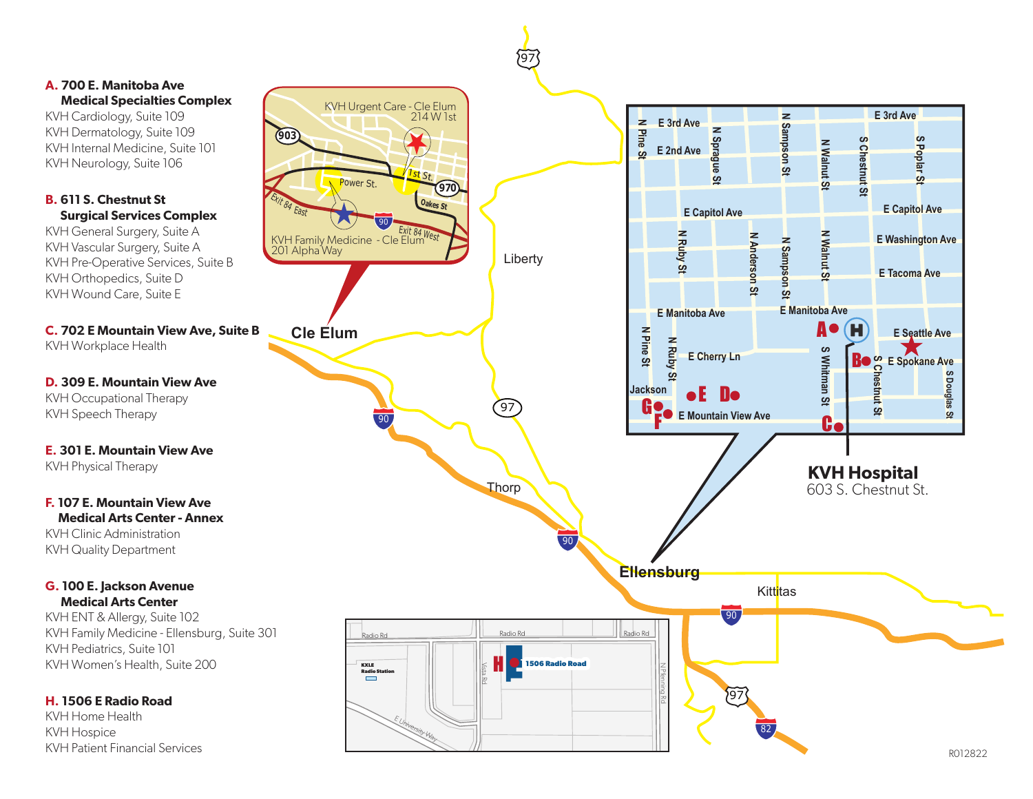**A. 700 E. Manitoba Ave**
**Medical Specialties Complex**
KVH Cardiology, Suite 109
KVH Dermatology, Suite 109
KVH Internal Medicine, Suite 101
KVH Neurology, Suite 106

**B. 611 S. Chestnut St**
**Surgical Services Complex**
KVH General Surgery, Suite A
KVH Vascular Surgery, Suite A
KVH Pre-Operative Services, Suite B
KVH Orthopedics, Suite D
KVH Wound Care, Suite E

**C. 702 E Mountain View Ave, Suite B**
KVH Workplace Health

**D. 309 E. Mountain View Ave**
KVH Occupational Therapy
KVH Speech Therapy

**E. 301 E. Mountain View Ave**
KVH Physical Therapy

**F. 107 E. Mountain View Ave**
**Medical Arts Center - Annex**
KVH Clinic Administration
KVH Quality Department

**G. 100 E. Jackson Avenue**
**Medical Arts Center**
KVH ENT & Allergy, Suite 102
KVH Family Medicine - Ellensburg, Suite 301
KVH Pediatrics, Suite 101
KVH Women's Health, Suite 200

**H. 1506 E Radio Road**
KVH Home Health
KVH Hospice
KVH Patient Financial Services

KVH Urgent Care - Cle Elum
214 W 1st

KVH Family Medicine - Cle Elum
201 Alpha Way

Cle Elum
Liberty
Thorp
Ellensburg
Kittitas

**KVH Hospital**
603 S. Chestnut St.

1506 Radio Road

R012822